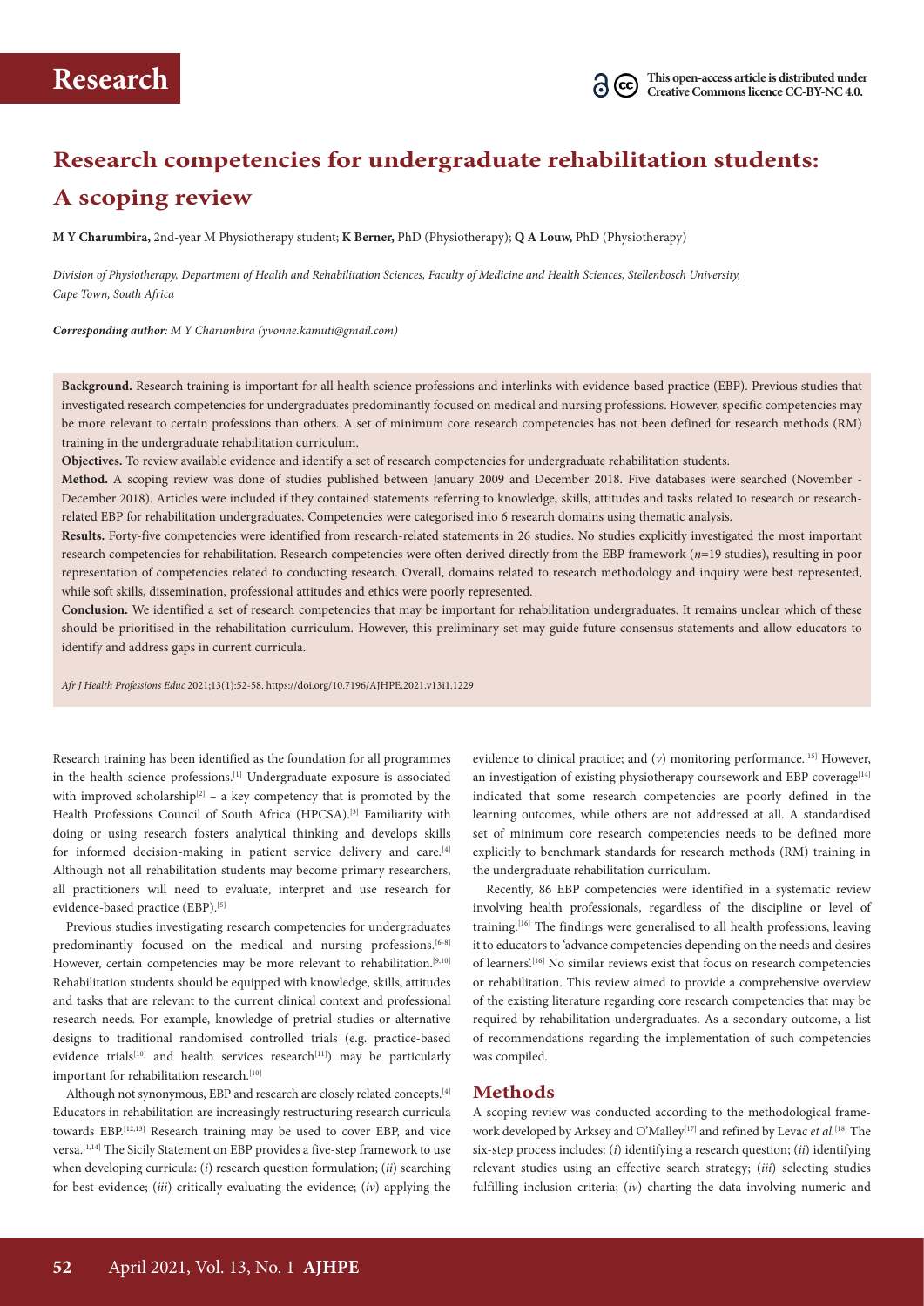# Research

This open-access article is distributed under Creative Commons licence CC-BY-NC 4.0.

# Research competencies for undergraduate rehabilitation students: A scoping review

**M Y Charumbira,** 2nd-year M Physiotherapy student; **K Berner,** PhD (Physiotherapy); **Q A Louw,** PhD (Physiotherapy)

*Division of Physiotherapy, Department of Health and Rehabilitation Sciences, Faculty of Medicine and Health Sciences, Stellenbosch University, Cape Town, South Africa*

***Corresponding author**: M Y Charumbira (yvonne.kamuti@gmail.com)*

**Background.** Research training is important for all health science professions and interlinks with evidence-based practice (EBP). Previous studies that investigated research competencies for undergraduates predominantly focused on medical and nursing professions. However, specific competencies may be more relevant to certain professions than others. A set of minimum core research competencies has not been defined for research methods (RM) training in the undergraduate rehabilitation curriculum.

**Objectives.** To review available evidence and identify a set of research competencies for undergraduate rehabilitation students.

**Method.** A scoping review was done of studies published between January 2009 and December 2018. Five databases were searched (November - December 2018). Articles were included if they contained statements referring to knowledge, skills, attitudes and tasks related to research or research-related EBP for rehabilitation undergraduates. Competencies were categorised into 6 research domains using thematic analysis.

**Results.** Forty-five competencies were identified from research-related statements in 26 studies. No studies explicitly investigated the most important research competencies for rehabilitation. Research competencies were often derived directly from the EBP framework (*n*=19 studies), resulting in poor representation of competencies related to conducting research. Overall, domains related to research methodology and inquiry were best represented, while soft skills, dissemination, professional attitudes and ethics were poorly represented.

**Conclusion.** We identified a set of research competencies that may be important for rehabilitation undergraduates. It remains unclear which of these should be prioritised in the rehabilitation curriculum. However, this preliminary set may guide future consensus statements and allow educators to identify and address gaps in current curricula.

*Afr J Health Professions Educ* 2021;13(1):52-58. https://doi.org/10.7196/AJHPE.2021.v13i1.1229

Research training has been identified as the foundation for all programmes in the health science professions.[1] Undergraduate exposure is associated with improved scholarship[2] – a key competency that is promoted by the Health Professions Council of South Africa (HPCSA).[3] Familiarity with doing or using research fosters analytical thinking and develops skills for informed decision-making in patient service delivery and care.[4] Although not all rehabilitation students may become primary researchers, all practitioners will need to evaluate, interpret and use research for evidence-based practice (EBP).[5]

Previous studies investigating research competencies for undergraduates predominantly focused on the medical and nursing professions.[6-8] However, certain competencies may be more relevant to rehabilitation.[9,10] Rehabilitation students should be equipped with knowledge, skills, attitudes and tasks that are relevant to the current clinical context and professional research needs. For example, knowledge of pretrial studies or alternative designs to traditional randomised controlled trials (e.g. practice-based evidence trials[10] and health services research[11]) may be particularly important for rehabilitation research.[10]

Although not synonymous, EBP and research are closely related concepts.[4] Educators in rehabilitation are increasingly restructuring research curricula towards EBP.[12,13] Research training may be used to cover EBP, and vice versa.[1,14] The Sicily Statement on EBP provides a five-step framework to use when developing curricula: (*i*) research question formulation; (*ii*) searching for best evidence; (*iii*) critically evaluating the evidence; (*iv*) applying the evidence to clinical practice; and (*v*) monitoring performance.[15] However, an investigation of existing physiotherapy coursework and EBP coverage[14] indicated that some research competencies are poorly defined in the learning outcomes, while others are not addressed at all. A standardised set of minimum core research competencies needs to be defined more explicitly to benchmark standards for research methods (RM) training in the undergraduate rehabilitation curriculum.

Recently, 86 EBP competencies were identified in a systematic review involving health professionals, regardless of the discipline or level of training.[16] The findings were generalised to all health professions, leaving it to educators to 'advance competencies depending on the needs and desires of learners'.[16] No similar reviews exist that focus on research competencies or rehabilitation. This review aimed to provide a comprehensive overview of the existing literature regarding core research competencies that may be required by rehabilitation undergraduates. As a secondary outcome, a list of recommendations regarding the implementation of such competencies was compiled.

## Methods

A scoping review was conducted according to the methodological framework developed by Arksey and O'Malley[17] and refined by Levac *et al.*[18] The six-step process includes: (*i*) identifying a research question; (*ii*) identifying relevant studies using an effective search strategy; (*iii*) selecting studies fulfilling inclusion criteria; (*iv*) charting the data involving numeric and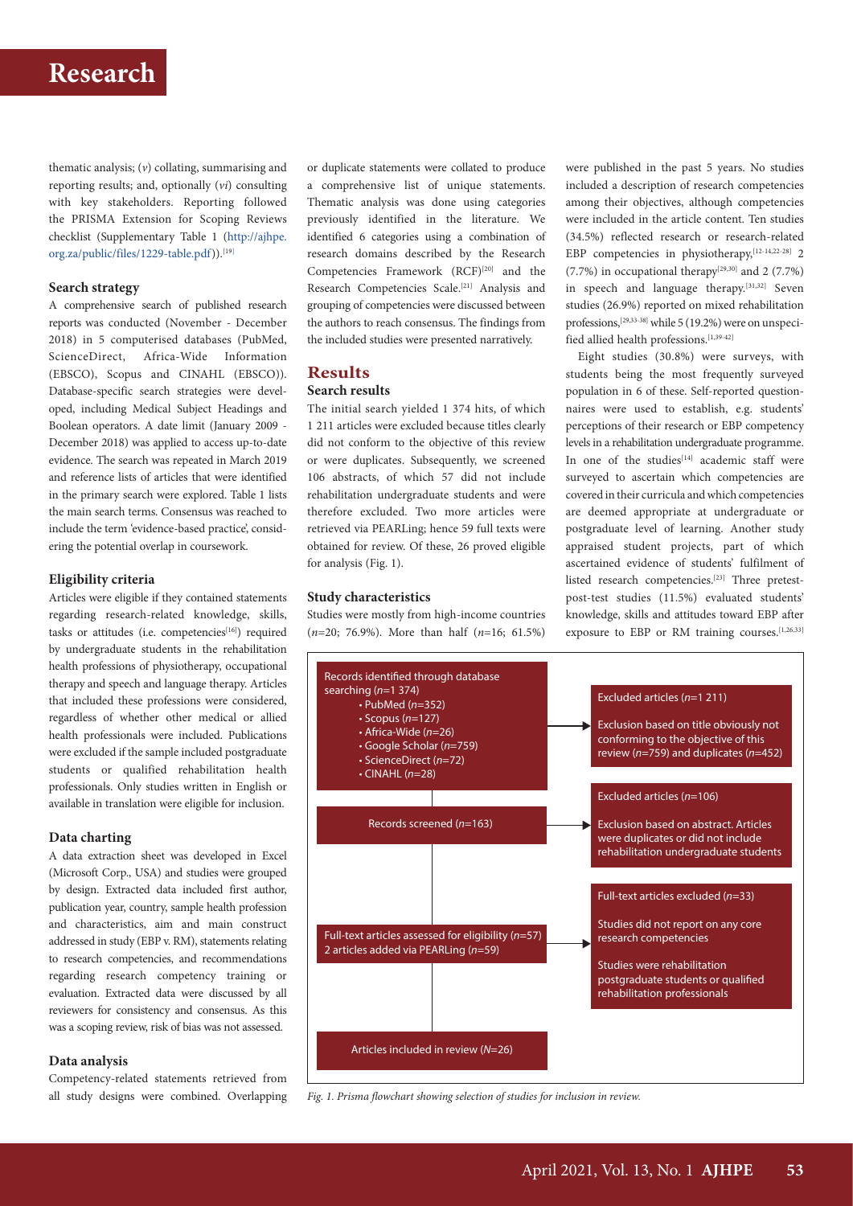thematic analysis; (*v*) collating, summarising and reporting results; and, optionally (*vi*) consulting with key stakeholders. Reporting followed the PRISMA Extension for Scoping Reviews checklist (Supplementary Table 1 (http://ajhpe.org.za/public/files/1229-table.pdf)).[19]

### Search strategy

A comprehensive search of published research reports was conducted (November - December 2018) in 5 computerised databases (PubMed, ScienceDirect, Africa-Wide Information (EBSCO), Scopus and CINAHL (EBSCO)). Database-specific search strategies were developed, including Medical Subject Headings and Boolean operators. A date limit (January 2009 - December 2018) was applied to access up-to-date evidence. The search was repeated in March 2019 and reference lists of articles that were identified in the primary search were explored. Table 1 lists the main search terms. Consensus was reached to include the term 'evidence-based practice', considering the potential overlap in coursework.

### Eligibility criteria

Articles were eligible if they contained statements regarding research-related knowledge, skills, tasks or attitudes (i.e. competencies[16]) required by undergraduate students in the rehabilitation health professions of physiotherapy, occupational therapy and speech and language therapy. Articles that included these professions were considered, regardless of whether other medical or allied health professionals were included. Publications were excluded if the sample included postgraduate students or qualified rehabilitation health professionals. Only studies written in English or available in translation were eligible for inclusion.

### Data charting

A data extraction sheet was developed in Excel (Microsoft Corp., USA) and studies were grouped by design. Extracted data included first author, publication year, country, sample health profession and characteristics, aim and main construct addressed in study (EBP v. RM), statements relating to research competencies, and recommendations regarding research competency training or evaluation. Extracted data were discussed by all reviewers for consistency and consensus. As this was a scoping review, risk of bias was not assessed.

### Data analysis

Competency-related statements retrieved from all study designs were combined. Overlapping or duplicate statements were collated to produce a comprehensive list of unique statements. Thematic analysis was done using categories previously identified in the literature. We identified 6 categories using a combination of research domains described by the Research Competencies Framework (RCF)[20] and the Research Competencies Scale.[21] Analysis and grouping of competencies were discussed between the authors to reach consensus. The findings from the included studies were presented narratively.

## Results

### Search results

The initial search yielded 1 374 hits, of which 1 211 articles were excluded because titles clearly did not conform to the objective of this review or were duplicates. Subsequently, we screened 106 abstracts, of which 57 did not include rehabilitation undergraduate students and were therefore excluded. Two more articles were retrieved via PEARLing; hence 59 full texts were obtained for review. Of these, 26 proved eligible for analysis (Fig. 1).

### Study characteristics

Studies were mostly from high-income countries (*n*=20; 76.9%). More than half (*n*=16; 61.5%) were published in the past 5 years. No studies included a description of research competencies among their objectives, although competencies were included in the article content. Ten studies (34.5%) reflected research or research-related EBP competencies in physiotherapy,[12-14,22-28] 2 (7.7%) in occupational therapy[29,30] and 2 (7.7%) in speech and language therapy.[31,32] Seven studies (26.9%) reported on mixed rehabilitation professions,[29,33-38] while 5 (19.2%) were on unspecified allied health professions.[1,39-42]

Eight studies (30.8%) were surveys, with students being the most frequently surveyed population in 6 of these. Self-reported questionnaires were used to establish, e.g. students' perceptions of their research or EBP competency levels in a rehabilitation undergraduate programme. In one of the studies[14] academic staff were surveyed to ascertain which competencies are covered in their curricula and which competencies are deemed appropriate at undergraduate or postgraduate level of learning. Another study appraised student projects, part of which ascertained evidence of students' fulfilment of listed research competencies.[23] Three pretest-post-test studies (11.5%) evaluated students' knowledge, skills and attitudes toward EBP after exposure to EBP or RM training courses.[1,26,33]

Records identified through database searching (*n*=1 374)
- PubMed (*n*=352)
- Scopus (*n*=127)
- Africa-Wide (*n*=26)
- Google Scholar (*n*=759)
- ScienceDirect (*n*=72)
- CINAHL (*n*=28)

Excluded articles (*n*=1 211)
Exclusion based on title obviously not conforming to the objective of this review (*n*=759) and duplicates (*n*=452)

Records screened (*n*=163)

Excluded articles (*n*=106)
Exclusion based on abstract. Articles were duplicates or did not include rehabilitation undergraduate students

Full-text articles assessed for eligibility (*n*=57)
2 articles added via PEARLing (*n*=59)

Full-text articles excluded (*n*=33)
Studies did not report on any core research competencies
Studies were rehabilitation postgraduate students or qualified rehabilitation professionals

Articles included in review (*N*=26)

*Fig. 1. Prisma flowchart showing selection of studies for inclusion in review.*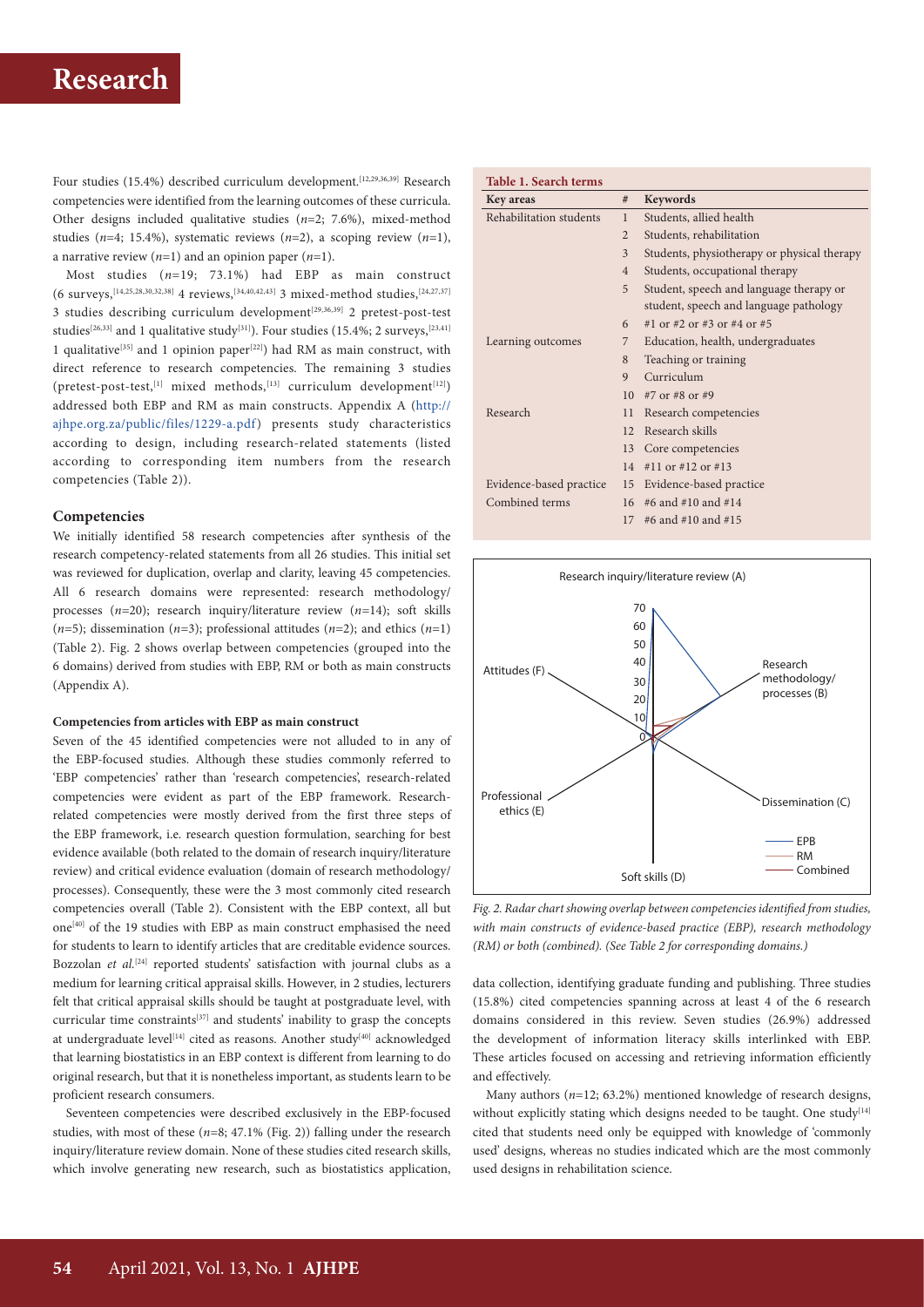Four studies (15.4%) described curriculum development.[12,29,36,39] Research competencies were identified from the learning outcomes of these curricula. Other designs included qualitative studies ($n$=2; 7.6%), mixed-method studies ($n$=4; 15.4%), systematic reviews ($n$=2), a scoping review ($n$=1), a narrative review ($n$=1) and an opinion paper ($n$=1).

Most studies ($n$=19; 73.1%) had EBP as main construct (6 surveys,[14,25,28,30,32,38] 4 reviews,[34,40,42,43] 3 mixed-method studies,[24,27,37] 3 studies describing curriculum development[29,36,39] 2 pretest-post-test studies[26,33] and 1 qualitative study[31]). Four studies (15.4%; 2 surveys,[23,41] 1 qualitative[35] and 1 opinion paper[22]) had RM as main construct, with direct reference to research competencies. The remaining 3 studies (pretest-post-test,[1] mixed methods,[13] curriculum development[12]) addressed both EBP and RM as main constructs. Appendix A (http://ajhpe.org.za/public/files/1229-a.pdf) presents study characteristics according to design, including research-related statements (listed according to corresponding item numbers from the research competencies (Table 2)).

## Competencies

We initially identified 58 research competencies after synthesis of the research competency-related statements from all 26 studies. This initial set was reviewed for duplication, overlap and clarity, leaving 45 competencies. All 6 research domains were represented: research methodology/processes ($n$=20); research inquiry/literature review ($n$=14); soft skills ($n$=5); dissemination ($n$=3); professional attitudes ($n$=2); and ethics ($n$=1) (Table 2). Fig. 2 shows overlap between competencies (grouped into the 6 domains) derived from studies with EBP, RM or both as main constructs (Appendix A).

### Competencies from articles with EBP as main construct

Seven of the 45 identified competencies were not alluded to in any of the EBP-focused studies. Although these studies commonly referred to 'EBP competencies' rather than 'research competencies', research-related competencies were evident as part of the EBP framework. Research-related competencies were mostly derived from the first three steps of the EBP framework, i.e. research question formulation, searching for best evidence available (both related to the domain of research inquiry/literature review) and critical evidence evaluation (domain of research methodology/processes). Consequently, these were the 3 most commonly cited research competencies overall (Table 2). Consistent with the EBP context, all but one[40] of the 19 studies with EBP as main construct emphasised the need for students to learn to identify articles that are creditable evidence sources. Bozzolan *et al.*[24] reported students' satisfaction with journal clubs as a medium for learning critical appraisal skills. However, in 2 studies, lecturers felt that critical appraisal skills should be taught at postgraduate level, with curricular time constraints[37] and students' inability to grasp the concepts at undergraduate level[14] cited as reasons. Another study[40] acknowledged that learning biostatistics in an EBP context is different from learning to do original research, but that it is nonetheless important, as students learn to be proficient research consumers.

Seventeen competencies were described exclusively in the EBP-focused studies, with most of these ($n$=8; 47.1% (Fig. 2)) falling under the research inquiry/literature review domain. None of these studies cited research skills, which involve generating new research, such as biostatistics application, data collection, identifying graduate funding and publishing. Three studies (15.8%) cited competencies spanning across at least 4 of the 6 research domains considered in this review. Seven studies (26.9%) addressed the development of information literacy skills interlinked with EBP. These articles focused on accessing and retrieving information efficiently and effectively.

Many authors ($n$=12; 63.2%) mentioned knowledge of research designs, without explicitly stating which designs needed to be taught. One study[14] cited that students need only be equipped with knowledge of 'commonly used' designs, whereas no studies indicated which are the most commonly used designs in rehabilitation science.

**Table 1. Search terms**

| Key areas | # | Keywords |
|---|---|---|
| Rehabilitation students | 1 | Students, allied health |
| | 2 | Students, rehabilitation |
| | 3 | Students, physiotherapy or physical therapy |
| | 4 | Students, occupational therapy |
| | 5 | Student, speech and language therapy or student, speech and language pathology |
| | 6 | #1 or #2 or #3 or #4 or #5 |
| Learning outcomes | 7 | Education, health, undergraduates |
| | 8 | Teaching or training |
| | 9 | Curriculum |
| | 10 | #7 or #8 or #9 |
| Research | 11 | Research competencies |
| | 12 | Research skills |
| | 13 | Core competencies |
| | 14 | #11 or #12 or #13 |
| Evidence-based practice | 15 | Evidence-based practice |
| Combined terms | 16 | #6 and #10 and #14 |
| | 17 | #6 and #10 and #15 |

*Fig. 2. Radar chart showing overlap between competencies identified from studies, with main constructs of evidence-based practice (EBP), research methodology (RM) or both (combined). (See Table 2 for corresponding domains.)*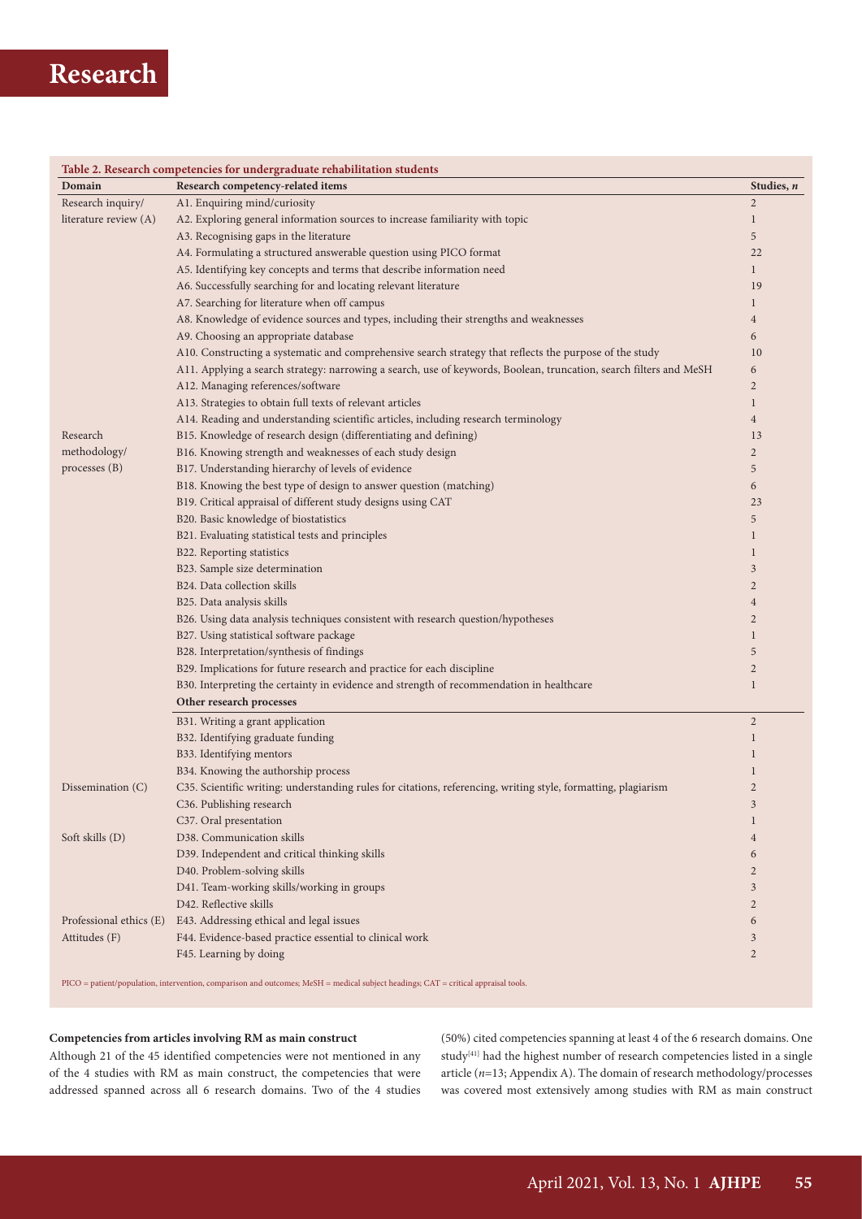**Table 2. Research competencies for undergraduate rehabilitation students**

| Domain | Research competency-related items | Studies, *n* |
|---|---|---|
| Research inquiry/ literature review (A) | A1. Enquiring mind/curiosity | 2 |
| | A2. Exploring general information sources to increase familiarity with topic | 1 |
| | A3. Recognising gaps in the literature | 5 |
| | A4. Formulating a structured answerable question using PICO format | 22 |
| | A5. Identifying key concepts and terms that describe information need | 1 |
| | A6. Successfully searching for and locating relevant literature | 19 |
| | A7. Searching for literature when off campus | 1 |
| | A8. Knowledge of evidence sources and types, including their strengths and weaknesses | 4 |
| | A9. Choosing an appropriate database | 6 |
| | A10. Constructing a systematic and comprehensive search strategy that reflects the purpose of the study | 10 |
| | A11. Applying a search strategy: narrowing a search, use of keywords, Boolean, truncation, search filters and MeSH | 6 |
| | A12. Managing references/software | 2 |
| | A13. Strategies to obtain full texts of relevant articles | 1 |
| | A14. Reading and understanding scientific articles, including research terminology | 4 |
| Research methodology/ processes (B) | B15. Knowledge of research design (differentiating and defining) | 13 |
| | B16. Knowing strength and weaknesses of each study design | 2 |
| | B17. Understanding hierarchy of levels of evidence | 5 |
| | B18. Knowing the best type of design to answer question (matching) | 6 |
| | B19. Critical appraisal of different study designs using CAT | 23 |
| | B20. Basic knowledge of biostatistics | 5 |
| | B21. Evaluating statistical tests and principles | 1 |
| | B22. Reporting statistics | 1 |
| | B23. Sample size determination | 3 |
| | B24. Data collection skills | 2 |
| | B25. Data analysis skills | 4 |
| | B26. Using data analysis techniques consistent with research question/hypotheses | 2 |
| | B27. Using statistical software package | 1 |
| | B28. Interpretation/synthesis of findings | 5 |
| | B29. Implications for future research and practice for each discipline | 2 |
| | B30. Interpreting the certainty in evidence and strength of recommendation in healthcare | 1 |
| | **Other research processes** | |
| | B31. Writing a grant application | 2 |
| | B32. Identifying graduate funding | 1 |
| | B33. Identifying mentors | 1 |
| | B34. Knowing the authorship process | 1 |
| Dissemination (C) | C35. Scientific writing: understanding rules for citations, referencing, writing style, formatting, plagiarism | 2 |
| | C36. Publishing research | 3 |
| | C37. Oral presentation | 1 |
| Soft skills (D) | D38. Communication skills | 4 |
| | D39. Independent and critical thinking skills | 6 |
| | D40. Problem-solving skills | 2 |
| | D41. Team-working skills/working in groups | 3 |
| | D42. Reflective skills | 2 |
| Professional ethics (E) | E43. Addressing ethical and legal issues | 6 |
| Attitudes (F) | F44. Evidence-based practice essential to clinical work | 3 |
| | F45. Learning by doing | 2 |

PICO = patient/population, intervention, comparison and outcomes; MeSH = medical subject headings; CAT = critical appraisal tools.

**Competencies from articles involving RM as main construct**

Although 21 of the 45 identified competencies were not mentioned in any of the 4 studies with RM as main construct, the competencies that were addressed spanned across all 6 research domains. Two of the 4 studies (50%) cited competencies spanning at least 4 of the 6 research domains. One study[41] had the highest number of research competencies listed in a single article (*n*=13; Appendix A). The domain of research methodology/processes was covered most extensively among studies with RM as main construct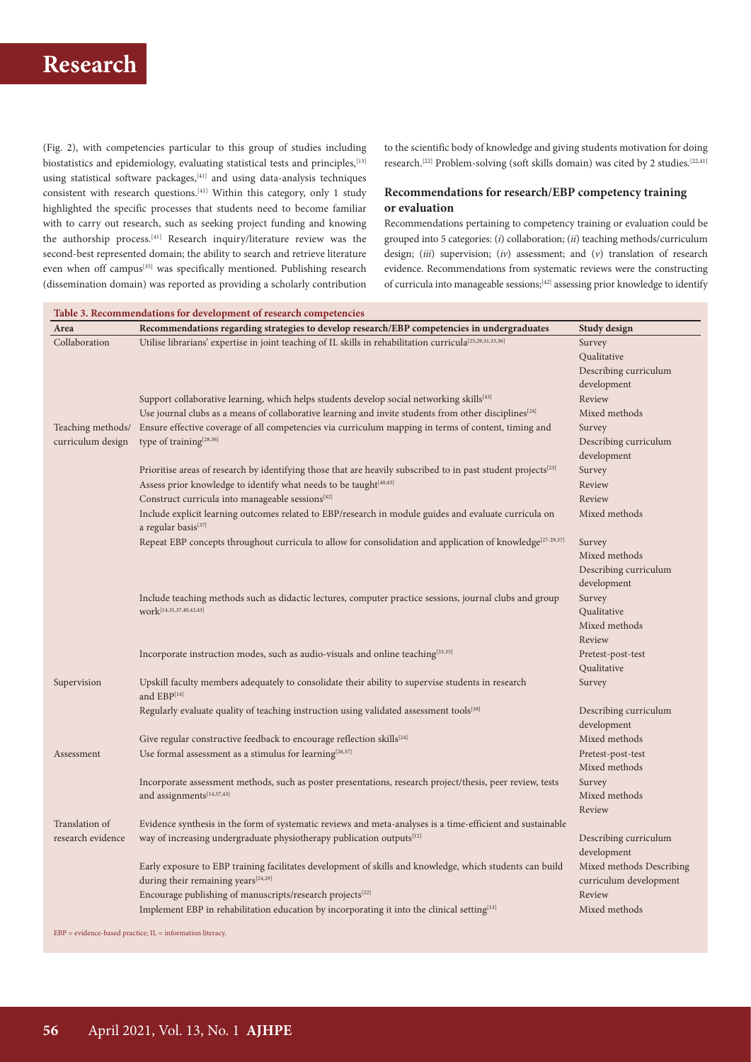(Fig. 2), with competencies particular to this group of studies including biostatistics and epidemiology, evaluating statistical tests and principles,[13] using statistical software packages,[41] and using data-analysis techniques consistent with research questions.[41] Within this category, only 1 study highlighted the specific processes that students need to become familiar with to carry out research, such as seeking project funding and knowing the authorship process.[41] Research inquiry/literature review was the second-best represented domain; the ability to search and retrieve literature even when off campus[35] was specifically mentioned. Publishing research (dissemination domain) was reported as providing a scholarly contribution to the scientific body of knowledge and giving students motivation for doing research.[22] Problem-solving (soft skills domain) was cited by 2 studies.[22,41]

### Recommendations for research/EBP competency training or evaluation

Recommendations pertaining to competency training or evaluation could be grouped into 5 categories: (*i*) collaboration; (*ii*) teaching methods/curriculum design; (*iii*) supervision; (*iv*) assessment; and (*v*) translation of research evidence. Recommendations from systematic reviews were the constructing of curricula into manageable sessions;[42] assessing prior knowledge to identify

**Table 3. Recommendations for development of research competencies**

| Area | Recommendations regarding strategies to develop research/EBP competencies in undergraduates | Study design |
|---|---|---|
| Collaboration | Utilise librarians' expertise in joint teaching of IL skills in rehabilitation curricula[25,29,31,33,36] | Survey<br>Qualitative<br>Describing curriculum development |
| | Support collaborative learning, which helps students develop social networking skills[43] | Review |
| | Use journal clubs as a means of collaborative learning and invite students from other disciplines[24] | Mixed methods |
| Teaching methods/ curriculum design | Ensure effective coverage of all competencies via curriculum mapping in terms of content, timing and type of training[28,36] | Survey<br>Describing curriculum development |
| | Prioritise areas of research by identifying those that are heavily subscribed to in past student projects[23] | Survey |
| | Assess prior knowledge to identify what needs to be taught[40,43] | Review |
| | Construct curricula into manageable sessions[42] | Review |
| | Include explicit learning outcomes related to EBP/research in module guides and evaluate curricula on a regular basis[37] | Mixed methods |
| | Repeat EBP concepts throughout curricula to allow for consolidation and application of knowledge[27-29,37] | Survey<br>Mixed methods<br>Describing curriculum development |
| | Include teaching methods such as didactic lectures, computer practice sessions, journal clubs and group work[14,31,37,40,42,43] | Survey<br>Qualitative<br>Mixed methods<br>Review |
| | Incorporate instruction modes, such as audio-visuals and online teaching[33,35] | Pretest-post-test<br>Qualitative |
| Supervision | Upskill faculty members adequately to consolidate their ability to supervise students in research and EBP[14] | Survey |
| | Regularly evaluate quality of teaching instruction using validated assessment tools[39] | Describing curriculum development |
| | Give regular constructive feedback to encourage reflection skills[24] | Mixed methods |
| Assessment | Use formal assessment as a stimulus for learning[26,37] | Pretest-post-test<br>Mixed methods |
| | Incorporate assessment methods, such as poster presentations, research project/thesis, peer review, tests and assignments[14,37,43] | Survey<br>Mixed methods<br>Review |
| Translation of research evidence | Evidence synthesis in the form of systematic reviews and meta-analyses is a time-efficient and sustainable way of increasing undergraduate physiotherapy publication outputs[12] | Describing curriculum development |
| | Early exposure to EBP training facilitates development of skills and knowledge, which students can build during their remaining years[24,29] | Mixed methods Describing curriculum development |
| | Encourage publishing of manuscripts/research projects[22] | Review |
| | Implement EBP in rehabilitation education by incorporating it into the clinical setting[13] | Mixed methods |

EBP = evidence-based practice; IL = information literacy.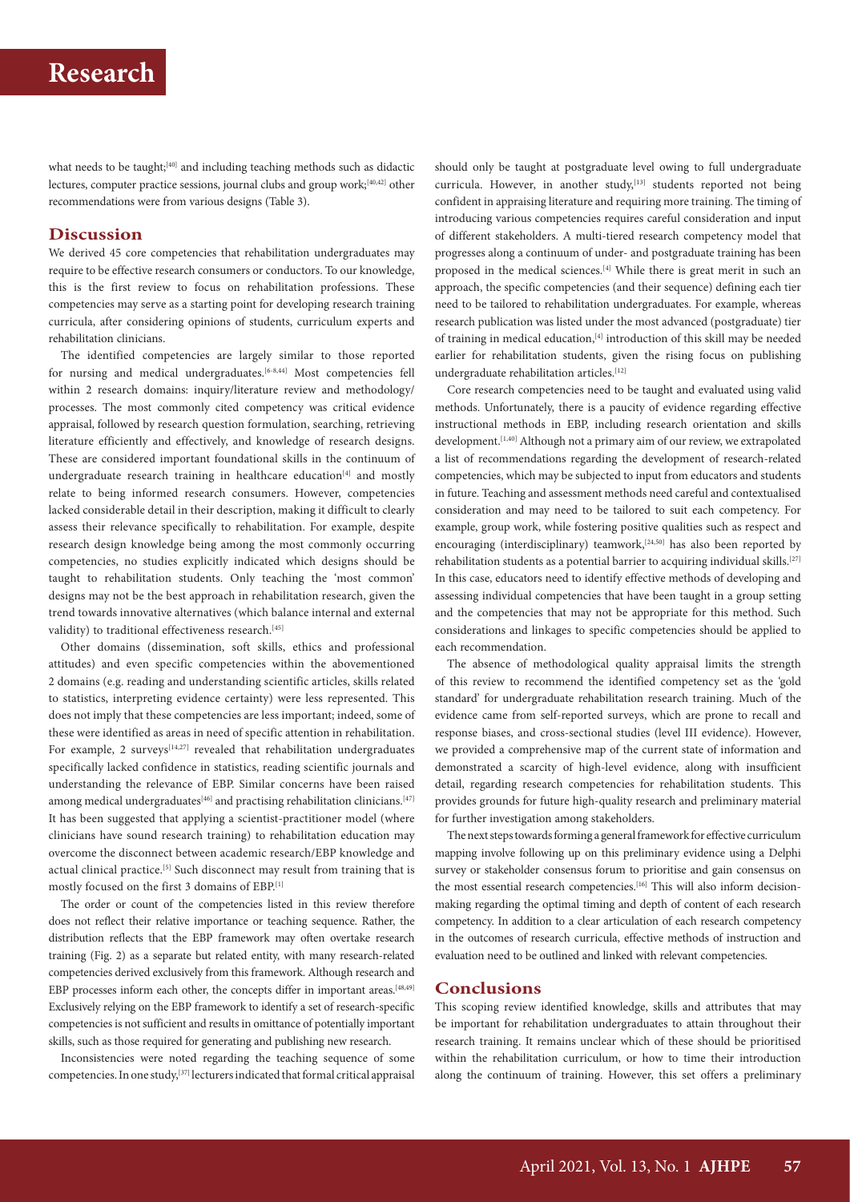what needs to be taught;[40] and including teaching methods such as didactic lectures, computer practice sessions, journal clubs and group work;[40,42] other recommendations were from various designs (Table 3).

## Discussion

We derived 45 core competencies that rehabilitation undergraduates may require to be effective research consumers or conductors. To our knowledge, this is the first review to focus on rehabilitation professions. These competencies may serve as a starting point for developing research training curricula, after considering opinions of students, curriculum experts and rehabilitation clinicians.

The identified competencies are largely similar to those reported for nursing and medical undergraduates.[6-8,44] Most competencies fell within 2 research domains: inquiry/literature review and methodology/processes. The most commonly cited competency was critical evidence appraisal, followed by research question formulation, searching, retrieving literature efficiently and effectively, and knowledge of research designs. These are considered important foundational skills in the continuum of undergraduate research training in healthcare education[4] and mostly relate to being informed research consumers. However, competencies lacked considerable detail in their description, making it difficult to clearly assess their relevance specifically to rehabilitation. For example, despite research design knowledge being among the most commonly occurring competencies, no studies explicitly indicated which designs should be taught to rehabilitation students. Only teaching the 'most common' designs may not be the best approach in rehabilitation research, given the trend towards innovative alternatives (which balance internal and external validity) to traditional effectiveness research.[45]

Other domains (dissemination, soft skills, ethics and professional attitudes) and even specific competencies within the abovementioned 2 domains (e.g. reading and understanding scientific articles, skills related to statistics, interpreting evidence certainty) were less represented. This does not imply that these competencies are less important; indeed, some of these were identified as areas in need of specific attention in rehabilitation. For example, 2 surveys[14,27] revealed that rehabilitation undergraduates specifically lacked confidence in statistics, reading scientific journals and understanding the relevance of EBP. Similar concerns have been raised among medical undergraduates[46] and practising rehabilitation clinicians.[47] It has been suggested that applying a scientist-practitioner model (where clinicians have sound research training) to rehabilitation education may overcome the disconnect between academic research/EBP knowledge and actual clinical practice.[5] Such disconnect may result from training that is mostly focused on the first 3 domains of EBP.[1]

The order or count of the competencies listed in this review therefore does not reflect their relative importance or teaching sequence. Rather, the distribution reflects that the EBP framework may often overtake research training (Fig. 2) as a separate but related entity, with many research-related competencies derived exclusively from this framework. Although research and EBP processes inform each other, the concepts differ in important areas.[48,49] Exclusively relying on the EBP framework to identify a set of research-specific competencies is not sufficient and results in omittance of potentially important skills, such as those required for generating and publishing new research.

Inconsistencies were noted regarding the teaching sequence of some competencies. In one study,[37] lecturers indicated that formal critical appraisal should only be taught at postgraduate level owing to full undergraduate curricula. However, in another study,[13] students reported not being confident in appraising literature and requiring more training. The timing of introducing various competencies requires careful consideration and input of different stakeholders. A multi-tiered research competency model that progresses along a continuum of under- and postgraduate training has been proposed in the medical sciences.[4] While there is great merit in such an approach, the specific competencies (and their sequence) defining each tier need to be tailored to rehabilitation undergraduates. For example, whereas research publication was listed under the most advanced (postgraduate) tier of training in medical education,[4] introduction of this skill may be needed earlier for rehabilitation students, given the rising focus on publishing undergraduate rehabilitation articles.[12]

Core research competencies need to be taught and evaluated using valid methods. Unfortunately, there is a paucity of evidence regarding effective instructional methods in EBP, including research orientation and skills development.[1,40] Although not a primary aim of our review, we extrapolated a list of recommendations regarding the development of research-related competencies, which may be subjected to input from educators and students in future. Teaching and assessment methods need careful and contextualised consideration and may need to be tailored to suit each competency. For example, group work, while fostering positive qualities such as respect and encouraging (interdisciplinary) teamwork,[24,50] has also been reported by rehabilitation students as a potential barrier to acquiring individual skills.[27] In this case, educators need to identify effective methods of developing and assessing individual competencies that have been taught in a group setting and the competencies that may not be appropriate for this method. Such considerations and linkages to specific competencies should be applied to each recommendation.

The absence of methodological quality appraisal limits the strength of this review to recommend the identified competency set as the 'gold standard' for undergraduate rehabilitation research training. Much of the evidence came from self-reported surveys, which are prone to recall and response biases, and cross-sectional studies (level III evidence). However, we provided a comprehensive map of the current state of information and demonstrated a scarcity of high-level evidence, along with insufficient detail, regarding research competencies for rehabilitation students. This provides grounds for future high-quality research and preliminary material for further investigation among stakeholders.

The next steps towards forming a general framework for effective curriculum mapping involve following up on this preliminary evidence using a Delphi survey or stakeholder consensus forum to prioritise and gain consensus on the most essential research competencies.[16] This will also inform decision-making regarding the optimal timing and depth of content of each research competency. In addition to a clear articulation of each research competency in the outcomes of research curricula, effective methods of instruction and evaluation need to be outlined and linked with relevant competencies.

## Conclusions

This scoping review identified knowledge, skills and attributes that may be important for rehabilitation undergraduates to attain throughout their research training. It remains unclear which of these should be prioritised within the rehabilitation curriculum, or how to time their introduction along the continuum of training. However, this set offers a preliminary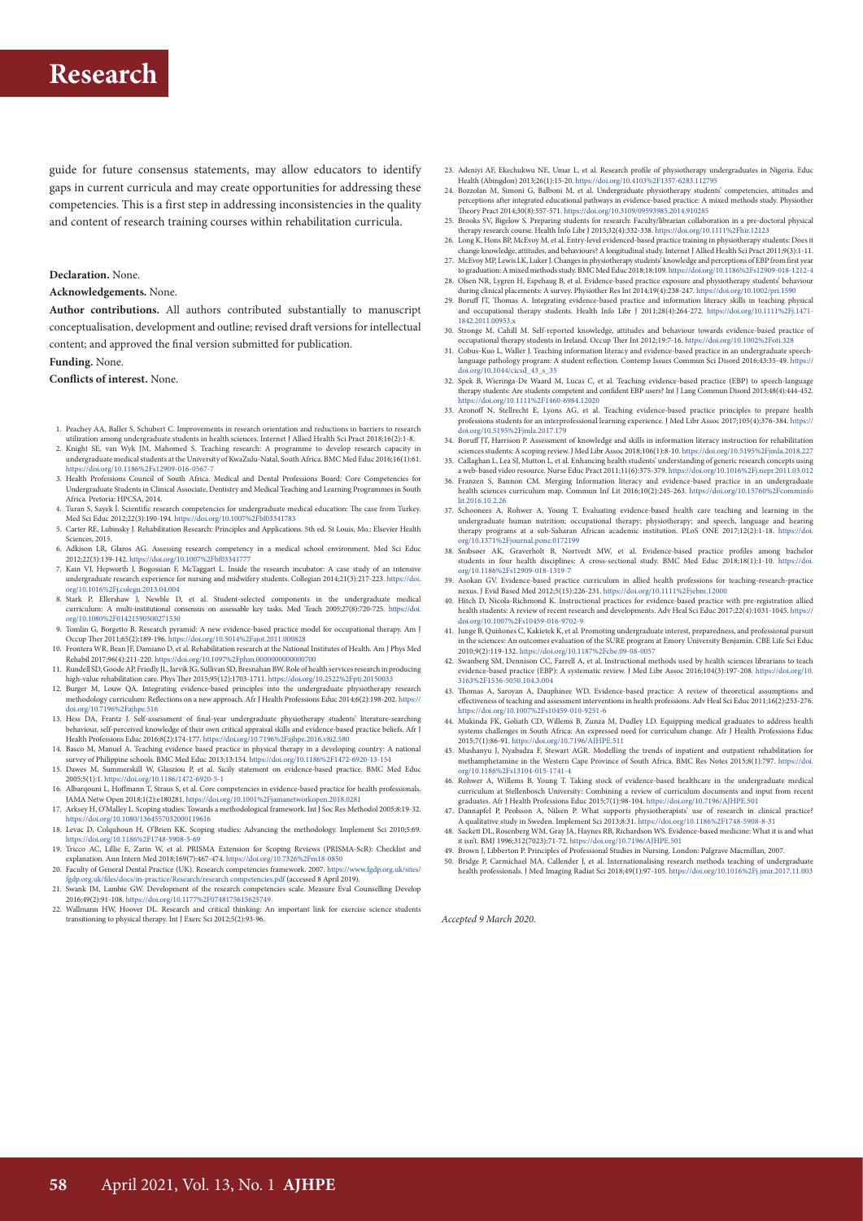guide for future consensus statements, may allow educators to identify gaps in current curricula and may create opportunities for addressing these competencies. This is a first step in addressing inconsistencies in the quality and content of research training courses within rehabilitation curricula.

**Declaration.** None.

**Acknowledgements.** None.

**Author contributions.** All authors contributed substantially to manuscript conceptualisation, development and outline; revised draft versions for intellectual content; and approved the final version submitted for publication.

**Funding.** None.

**Conflicts of interest.** None.

1. Peachey AA, Baller S, Schubert C. Improvements in research orientation and reductions in barriers to research utilization among undergraduate students in health sciences. Internet J Allied Health Sci Pract 2018;16(2):1-8.
2. Knight SE, van Wyk JM, Mahomed S. Teaching research: A programme to develop research capacity in undergraduate medical students at the University of KwaZulu-Natal, South Africa. BMC Med Educ 2016;16(1):61. https://doi.org/10.1186%2Fs12909-016-0567-7
3. Health Professions Council of South Africa. Medical and Dental Professions Board: Core Competencies for Undergraduate Students in Clinical Associate, Dentistry and Medical Teaching and Learning Programmes in South Africa. Pretoria: HPCSA, 2014.
4. Turan S, Sayek İ. Scientific research competencies for undergraduate medical education: The case from Turkey. Med Sci Educ 2012;22(3):190-194. https://doi.org/10.1007%2Fbf03341783
5. Carter RE, Lubinsky J. Rehabilitation Research: Principles and Applications. 5th ed. St Louis, Mo.: Elsevier Health Sciences, 2015.
6. Adkison LR, Glaros AG. Assessing research competency in a medical school environment. Med Sci Educ 2012;22(3):139-142. https://doi.org/10.1007%2Fbf03341777
7. Kain VJ, Hepworth J, Bogossian F, McTaggart L. Inside the research incubator: A case study of an intensive undergraduate research experience for nursing and midwifery students. Collegian 2014;21(3):217-223. https://doi.org/10.1016%2Fj.colegn.2013.04.004
8. Stark P, Ellershaw J, Newble D, et al. Student-selected components in the undergraduate medical curriculum: A multi-institutional consensus on assessable key tasks. Med Teach 2005;27(8):720-725. https://doi.org/10.1080%2F01421590500271530
9. Tomlin G, Borgetto B. Research pyramid: A new evidence-based practice model for occupational therapy. Am J Occup Ther 2011;65(2):189-196. https://doi.org/10.5014%2Fajot.2011.000828
10. Frontera WR, Bean JF, Damiano D, et al. Rehabilitation research at the National Institutes of Health. Am J Phys Med Rehabil 2017;96(4):211-220. https://doi.org/10.1097%2Fphm.0000000000000700
11. Rundell SD, Goode AP, Friedly JL, Jarvik JG, Sullivan SD, Bresnahan BW. Role of health services research in producing high-value rehabilitation care. Phys Ther 2015;95(12):1703-1711. https://doi.org/10.2522%2Fptj.20150033
12. Burger M, Louw QA. Integrating evidence-based principles into the undergraduate physiotherapy research methodology curriculum: Reflections on a new approach. Afr J Health Professions Educ 2014;6(2):198-202. https://doi.org/10.7196%2Fajhpe.516
13. Hess DA, Frantz J. Self-assessment of final-year undergraduate physiotherapy students' literature-searching behaviour, self-perceived knowledge of their own critical appraisal skills and evidence-based practice beliefs. Afr J Health Professions Educ 2016;8(2):174-177. https://doi.org/10.7196%2Fajhpe.2016.v8i2.580
14. Basco M, Manuel A. Teaching evidence based practice in physical therapy in a developing country: A national survey of Philippine schools. BMC Med Educ 2013;13:154. https://doi.org/10.1186%2F1472-6920-13-154
15. Dawes M, Summerskill W, Glasziou P, et al. Sicily statement on evidence-based practice. BMC Med Educ 2005;5(1):1. https://doi.org/10.1186/1472-6920-5-1
16. Albarqouni L, Hoffmann T, Straus S, et al. Core competencies in evidence-based practice for health professionals. JAMA Netw Open 2018;1(2):e180281. https://doi.org/10.1001%2Fjamanetworkopen.2018.0281
17. Arksey H, O'Malley L. Scoping studies: Towards a methodological framework. Int J Soc Res Methodol 2005;8:19-32. https://doi.org/10.1080/1364557032000119616
18. Levac D, Colquhoun H, O'Brien KK. Scoping studies: Advancing the methodology. Implement Sci 2010;5:69. https://doi.org/10.1186%2F1748-5908-5-69
19. Tricco AC, Lillie E, Zarin W, et al. PRISMA Extension for Scoping Reviews (PRISMA-ScR): Checklist and explanation. Ann Intern Med 2018;169(7):467-474. https://doi.org/10.7326%2Fm18-0850
20. Faculty of General Dental Practice (UK). Research competencies framework. 2007. https://www.fgdp.org.uk/sites/fgdp.org.uk/files/docs/in-practice/Research/research competencies.pdf (accessed 8 April 2019).
21. Swank JM, Lambie GW. Development of the research competencies scale. Measure Eval Counselling Develop 2016;49(2):91-108. https://doi.org/10.1177%2F0748175615625749
22. Wallmann HW, Hoover DL. Research and critical thinking: An important link for exercise science students transitioning to physical therapy. Int J Exerc Sci 2012;5(2):93-96.
23. Adeniyi AF, Ekechukwu NE, Umar L, et al. Research profile of physiotherapy undergraduates in Nigeria. Educ Health (Abingdon) 2013;26(1):15-20. https://doi.org/10.4103%2F1357-6283.112795
24. Bozzolan M, Simoni G, Balboni M, et al. Undergraduate physiotherapy students' competencies, attitudes and perceptions after integrated educational pathways in evidence-based practice: A mixed methods study. Physiother Theory Pract 2014;30(8):557-571. https://doi.org/10.3109/09593985.2014.910285
25. Brooks SV, Bigelow S. Preparing students for research: Faculty/librarian collaboration in a pre-doctoral physical therapy research course. Health Info Libr J 2015;32(4):332-338. https://doi.org/10.1111%2Fhir.12123
26. Long K, Hons BP, McEvoy M, et al. Entry-level evidenced-based practice training in physiotherapy students: Does it change knowledge, attitudes, and behaviours? A longitudinal study. Internet J Allied Health Sci Pract 2011;9(3):1-11.
27. McEvoy MP, Lewis LK, Luker J. Changes in physiotherapy students' knowledge and perceptions of EBP from first year to graduation: A mixed methods study. BMC Med Educ 2018;18:109. https://doi.org/10.1186%2Fs12909-018-1212-4
28. Olsen NR, Lygren H, Espehaug B, et al. Evidence-based practice exposure and physiotherapy students' behaviour during clinical placements: A survey. Physiother Res Int 2014;19(4):238-247. https://doi.org/10.1002/pri.1590
29. Boruff JT, Thomas A. Integrating evidence-based practice and information literacy skills in teaching physical and occupational therapy students. Health Info Libr J 2011;28(4):264-272. https://doi.org/10.1111%2Fj.1471-1842.2011.00953.x
30. Stronge M, Cahill M. Self-reported knowledge, attitudes and behaviour towards evidence-based practice of occupational therapy students in Ireland. Occup Ther Int 2012;19:7-16. https://doi.org/10.1002%2Foti.328
31. Cobus-Kuo L, Waller J. Teaching information literacy and evidence-based practice in an undergraduate speech-language pathology program: A student reflection. Contemp Issues Commun Sci Disord 2016;43:35-49. https://doi.org/10.1044/cicsd_43_s_35
32. Spek B, Wieringa-De Waard M, Lucas C, et al. Teaching evidence-based practice (EBP) to speech-language therapy students: Are students competent and confident EBP users? Int J Lang Commun Disord 2013;48(4):444-452. https://doi.org/10.1111%2F1460-6984.12020
33. Aronoff N, Stellrecht E, Lyons AG, et al. Teaching evidence-based practice principles to prepare health professions students for an interprofessional learning experience. J Med Libr Assoc 2017;105(4):376-384. https://doi.org/10.5195%2Fjmla.2017.179
34. Boruff JT, Harrison P. Assessment of knowledge and skills in information literacy instruction for rehabilitation sciences students: A scoping review. J Med Libr Assoc 2018;106(1):8-10. https://doi.org/10.5195%2Fjmla.2018.227
35. Callaghan L, Lea SJ, Mutton L, et al. Enhancing health students' understanding of generic research concepts using a web-based video resource. Nurse Educ Pract 2011;11(6):375-379. https://doi.org/10.1016%2Fj.nepr.2011.03.012
36. Franzen S, Bannon CM. Merging information literacy and evidence-based practice in an undergraduate health sciences curriculum map. Commun Inf Lit 2016;10(2):245-263. https://doi.org/10.15760%2Fcomminfolit.2016.10.2.26
37. Schoonees A, Rohwer A, Young T. Evaluating evidence-based health care teaching and learning in the undergraduate human nutrition; occupational therapy; physiotherapy; and speech, language and hearing therapy programs at a sub-Saharan African academic institution. PLoS ONE 2017;12(2):1-18. https://doi.org/10.1371%2Fjournal.pone.0172199
38. Snibsøer AK, Graverholt B, Nortvedt MW, et al. Evidence-based practice profiles among bachelor students in four health disciplines: A cross-sectional study. BMC Med Educ 2018;18(1):1-10. https://doi.org/10.1186%2Fs12909-018-1319-7
39. Asokan GV. Evidence-based practice curriculum in allied health professions for teaching-research-practice nexus. J Evid Based Med 2012;5(15):226-231. https://doi.org/10.1111%2Fjebm.12000
40. Hitch D, Nicola-Richmond K. Instructional practices for evidence-based practice with pre-registration allied health students: A review of recent research and developments. Adv Heal Sci Educ 2017;22(4):1031-1045. https://doi.org/10.1007%2Fs10459-016-9702-9
41. Junge B, Quiñones C, Kakietek K, et al. Promoting undergraduate interest, preparedness, and professional pursuit in the sciences: An outcomes evaluation of the SURE program at Emory University Benjamin. CBE Life Sci Educ 2010;9(2):119-132. https://doi.org/10.1187%2Fcbe.09-08-0057
42. Swanberg SM, Dennison CC, Farrell A, et al. Instructional methods used by health sciences librarians to teach evidence-based practice (EBP): A systematic review. J Med Libr Assoc 2016;104(3):197-208. https://doi.org/10.3163%2F1536-5050.104.3.004
43. Thomas A, Saroyan A, Dauphinee WD. Evidence-based practice: A review of theoretical assumptions and effectiveness of teaching and assessment interventions in health professions. Adv Heal Sci Educ 2011;16(2):253-276. https://doi.org/10.1007%2Fs10459-010-9251-6
44. Mukinda FK, Goliath CD, Willems B, Zunza M, Dudley LD. Equipping medical graduates to address health systems challenges in South Africa: An expressed need for curriculum change. Afr J Health Professions Educ 2015;7(1):86-91. https://doi.org/10.7196/AJHPE.511
45. Mushanyu J, Nyabadza F, Stewart AGR. Modelling the trends of inpatient and outpatient rehabilitation for methamphetamine in the Western Cape Province of South Africa. BMC Res Notes 2015;8(1):797. https://doi.org/10.1186%2Fs13104-015-1741-4
46. Rohwer A, Willems B, Young T. Taking stock of evidence-based healthcare in the undergraduate medical curriculum at Stellenbosch University: Combining a review of curriculum documents and input from recent graduates. Afr J Health Professions Educ 2015;7(1):98-104. https://doi.org/10.7196/AJHPE.501
47. Dannapfel P, Peolsson A, Nilsen P. What supports physiotherapists' use of research in clinical practice? A qualitative study in Sweden. Implement Sci 2013;8:31. https://doi.org/10.1186%2F1748-5908-8-31
48. Sackett DL, Rosenberg WM, Gray JA, Haynes RB, Richardson WS. Evidence-based medicine: What it is and what it isn't. BMJ 1996;312(7023):71-72. https://doi.org/10.7196/AJHPE.501
49. Brown J, Libberton P. Principles of Professional Studies in Nursing. London: Palgrave Macmillan, 2007.
50. Bridge P, Carmichael MA, Callender J, et al. Internationalising research methods teaching of undergraduate health professionals. J Med Imaging Radiat Sci 2018;49(1):97-105. https://doi.org/10.1016%2Fj.jmir.2017.11.003

*Accepted 9 March 2020.*